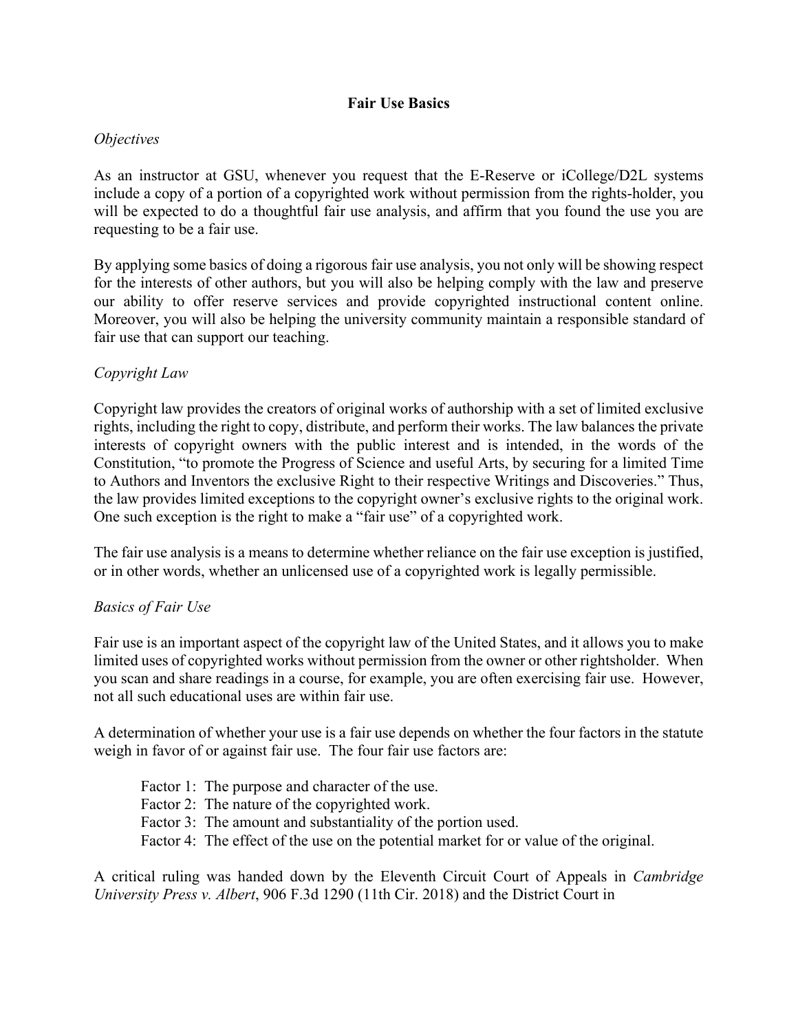# Fair Use Basics

*Objectives*

As an instructor at GSU, whenever you request that the E-Reserve or iCollege/D2L systems include a copy of a portion of a copyrighted work without permission from the rights-holder, you will be expected to do a thoughtful fair use analysis, and affirm that you found the use you are requesting to be a fair use.

By applying some basics of doing a rigorous fair use analysis, you not only will be showing respect for the interests of other authors, but you will also be helping comply with the law and preserve our ability to offer reserve services and provide copyrighted instructional content online. Moreover, you will also be helping the university community maintain a responsible standard of fair use that can support our teaching.

*Copyright Law*

Copyright law provides the creators of original works of authorship with a set of limited exclusive rights, including the right to copy, distribute, and perform their works. The law balances the private interests of copyright owners with the public interest and is intended, in the words of the Constitution, "to promote the Progress of Science and useful Arts, by securing for a limited Time to Authors and Inventors the exclusive Right to their respective Writings and Discoveries." Thus, the law provides limited exceptions to the copyright owner's exclusive rights to the original work. One such exception is the right to make a "fair use" of a copyrighted work.

The fair use analysis is a means to determine whether reliance on the fair use exception is justified, or in other words, whether an unlicensed use of a copyrighted work is legally permissible.

*Basics of Fair Use*

Fair use is an important aspect of the copyright law of the United States, and it allows you to make limited uses of copyrighted works without permission from the owner or other rightsholder. When you scan and share readings in a course, for example, you are often exercising fair use. However, not all such educational uses are within fair use.

A determination of whether your use is a fair use depends on whether the four factors in the statute weigh in favor of or against fair use. The four fair use factors are:

- Factor 1: The purpose and character of the use.
- Factor 2: The nature of the copyrighted work.
- Factor 3: The amount and substantiality of the portion used.
- Factor 4: The effect of the use on the potential market for or value of the original.

A critical ruling was handed down by the Eleventh Circuit Court of Appeals in *Cambridge University Press v. Albert*, 906 F.3d 1290 (11th Cir. 2018) and the District Court in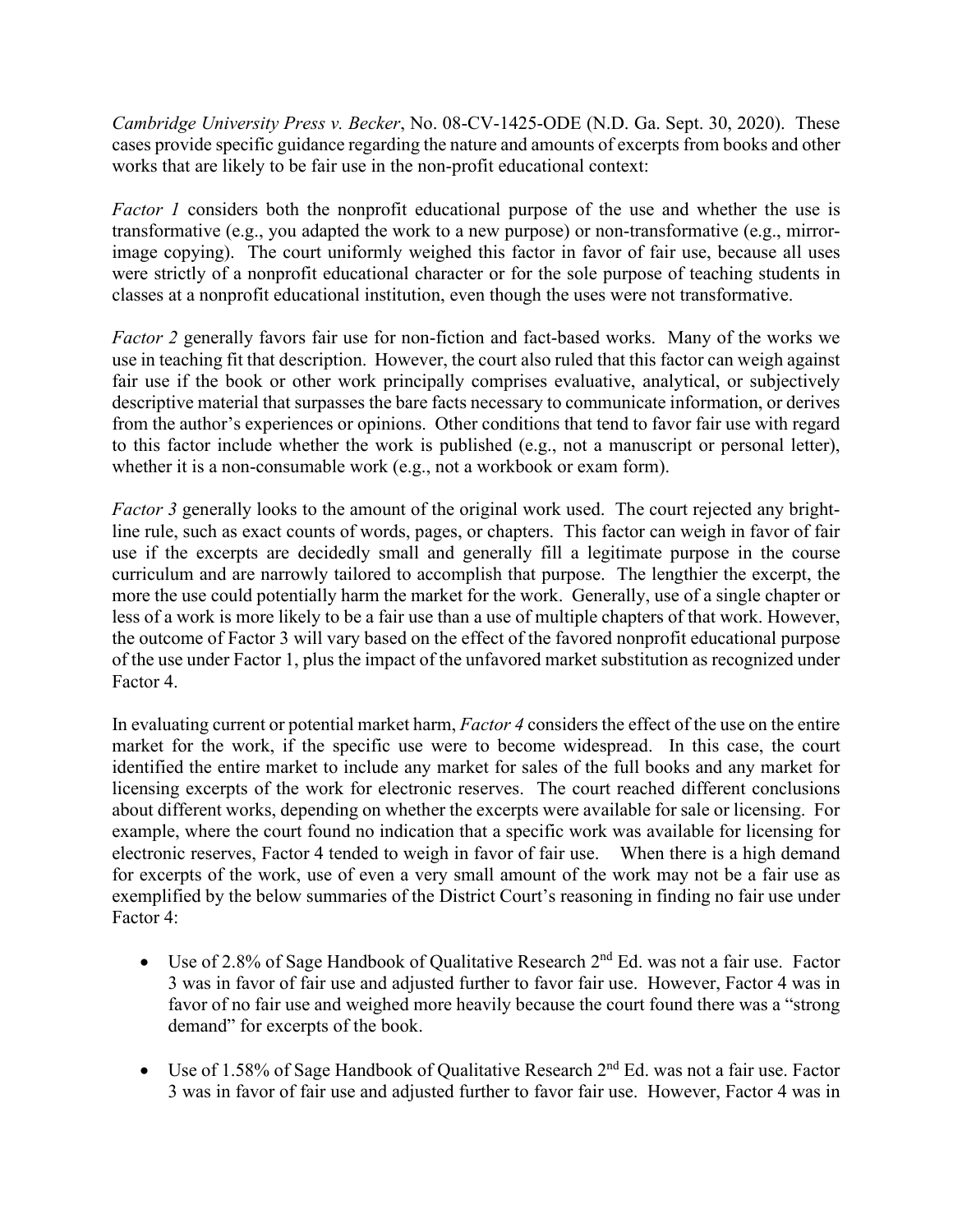*Cambridge University Press v. Becker*, No. 08-CV-1425-ODE (N.D. Ga. Sept. 30, 2020). These cases provide specific guidance regarding the nature and amounts of excerpts from books and other works that are likely to be fair use in the non-profit educational context:

*Factor 1* considers both the nonprofit educational purpose of the use and whether the use is transformative (e.g., you adapted the work to a new purpose) or non-transformative (e.g., mirror-image copying). The court uniformly weighed this factor in favor of fair use, because all uses were strictly of a nonprofit educational character or for the sole purpose of teaching students in classes at a nonprofit educational institution, even though the uses were not transformative.

*Factor 2* generally favors fair use for non-fiction and fact-based works. Many of the works we use in teaching fit that description. However, the court also ruled that this factor can weigh against fair use if the book or other work principally comprises evaluative, analytical, or subjectively descriptive material that surpasses the bare facts necessary to communicate information, or derives from the author's experiences or opinions. Other conditions that tend to favor fair use with regard to this factor include whether the work is published (e.g., not a manuscript or personal letter), whether it is a non-consumable work (e.g., not a workbook or exam form).

*Factor 3* generally looks to the amount of the original work used. The court rejected any bright-line rule, such as exact counts of words, pages, or chapters. This factor can weigh in favor of fair use if the excerpts are decidedly small and generally fill a legitimate purpose in the course curriculum and are narrowly tailored to accomplish that purpose. The lengthier the excerpt, the more the use could potentially harm the market for the work. Generally, use of a single chapter or less of a work is more likely to be a fair use than a use of multiple chapters of that work. However, the outcome of Factor 3 will vary based on the effect of the favored nonprofit educational purpose of the use under Factor 1, plus the impact of the unfavored market substitution as recognized under Factor 4.

In evaluating current or potential market harm, *Factor 4* considers the effect of the use on the entire market for the work, if the specific use were to become widespread. In this case, the court identified the entire market to include any market for sales of the full books and any market for licensing excerpts of the work for electronic reserves. The court reached different conclusions about different works, depending on whether the excerpts were available for sale or licensing. For example, where the court found no indication that a specific work was available for licensing for electronic reserves, Factor 4 tended to weigh in favor of fair use. When there is a high demand for excerpts of the work, use of even a very small amount of the work may not be a fair use as exemplified by the below summaries of the District Court's reasoning in finding no fair use under Factor 4:

- Use of 2.8% of Sage Handbook of Qualitative Research 2nd Ed. was not a fair use. Factor 3 was in favor of fair use and adjusted further to favor fair use. However, Factor 4 was in favor of no fair use and weighed more heavily because the court found there was a "strong demand" for excerpts of the book.

- Use of 1.58% of Sage Handbook of Qualitative Research 2nd Ed. was not a fair use. Factor 3 was in favor of fair use and adjusted further to favor fair use. However, Factor 4 was in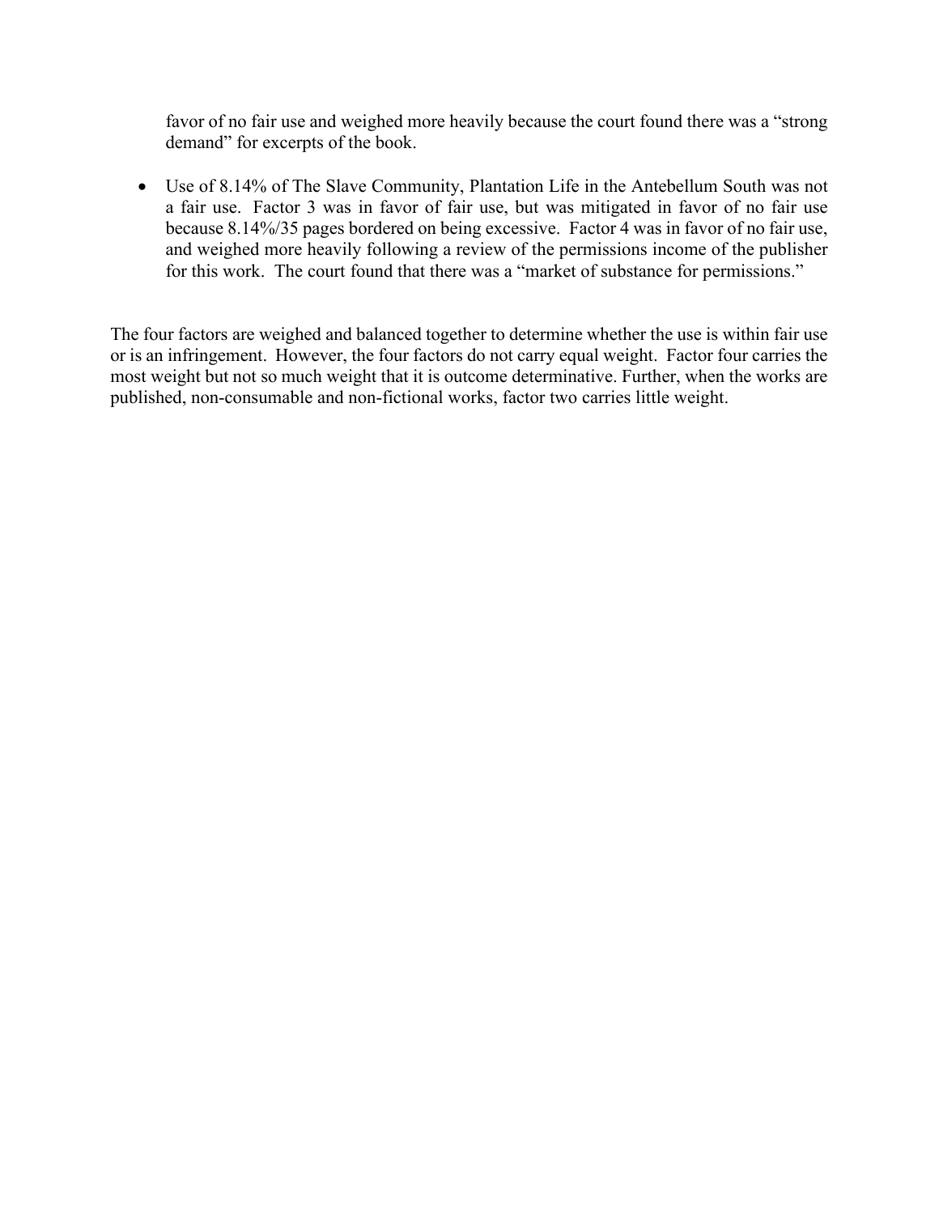favor of no fair use and weighed more heavily because the court found there was a "strong demand" for excerpts of the book.

- Use of 8.14% of The Slave Community, Plantation Life in the Antebellum South was not a fair use. Factor 3 was in favor of fair use, but was mitigated in favor of no fair use because 8.14%/35 pages bordered on being excessive. Factor 4 was in favor of no fair use, and weighed more heavily following a review of the permissions income of the publisher for this work. The court found that there was a "market of substance for permissions."

The four factors are weighed and balanced together to determine whether the use is within fair use or is an infringement. However, the four factors do not carry equal weight. Factor four carries the most weight but not so much weight that it is outcome determinative. Further, when the works are published, non-consumable and non-fictional works, factor two carries little weight.